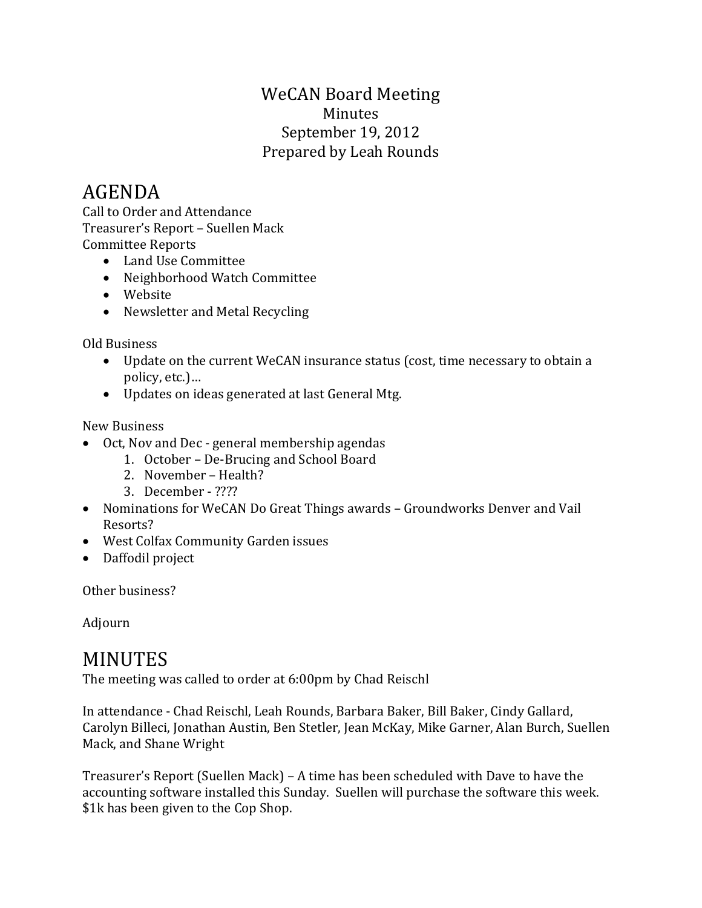# WeCAN Board Meeting

Minutes

September 19, 2012

Prepared by Leah Rounds

## AGENDA

Call to Order and Attendance

Treasurer's Report – Suellen Mack

Committee Reports

- Land Use Committee
- Neighborhood Watch Committee
- Website
- Newsletter and Metal Recycling

Old Business

- Update on the current WeCAN insurance status (cost, time necessary to obtain a policy, etc.)…
- Updates on ideas generated at last General Mtg.

New Business

- Oct, Nov and Dec - general membership agendas
    1. October – De-Brucing and School Board
    2. November – Health?
    3. December - ????
- Nominations for WeCAN Do Great Things awards – Groundworks Denver and Vail Resorts?
- West Colfax Community Garden issues
- Daffodil project

Other business?

Adjourn

## MINUTES

The meeting was called to order at 6:00pm by Chad Reischl

In attendance - Chad Reischl, Leah Rounds, Barbara Baker, Bill Baker, Cindy Gallard, Carolyn Billeci, Jonathan Austin, Ben Stetler, Jean McKay, Mike Garner, Alan Burch, Suellen Mack, and Shane Wright

Treasurer's Report (Suellen Mack) – A time has been scheduled with Dave to have the accounting software installed this Sunday. Suellen will purchase the software this week. $1k has been given to the Cop Shop.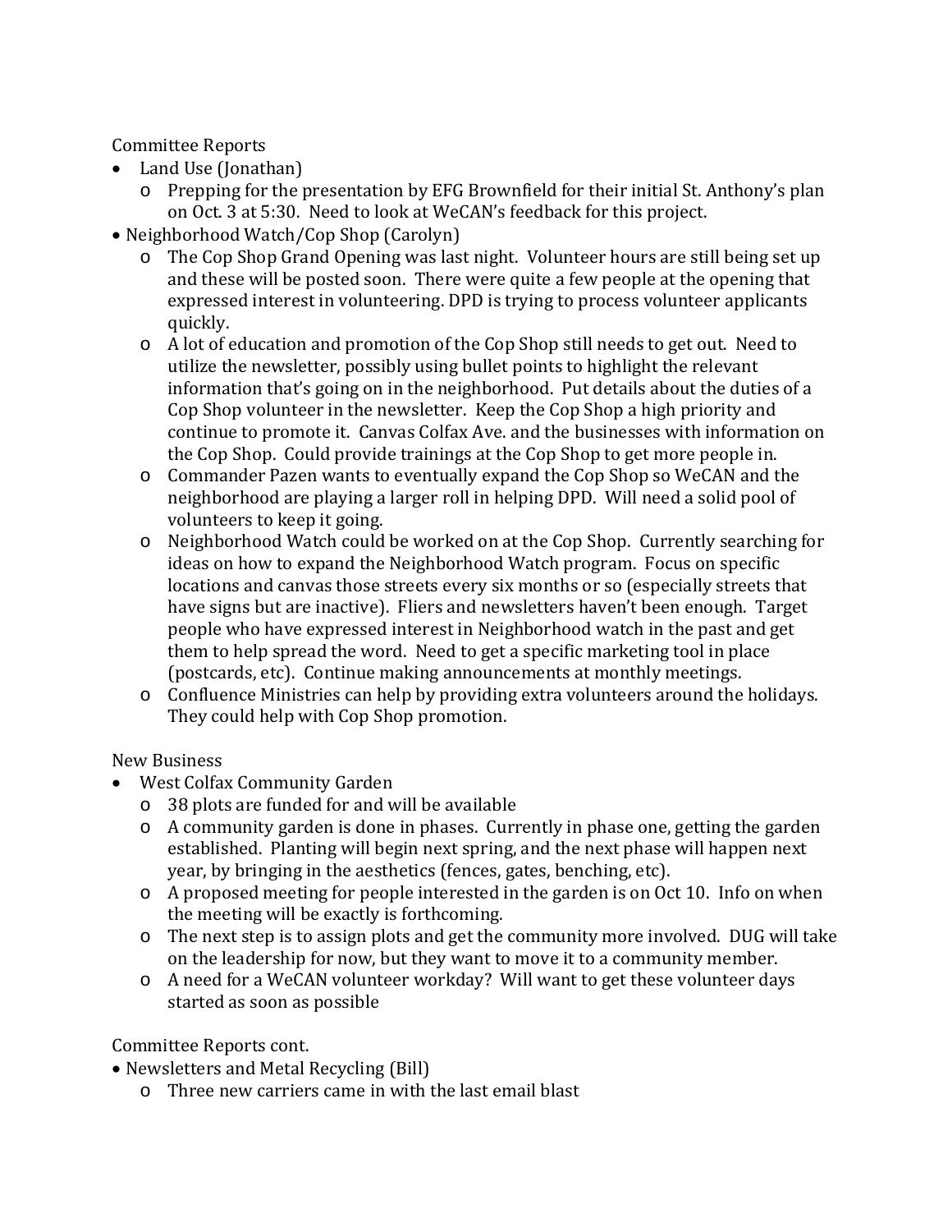Committee Reports

- Land Use (Jonathan)
    - Prepping for the presentation by EFG Brownfield for their initial St. Anthony's plan on Oct. 3 at 5:30. Need to look at WeCAN's feedback for this project.
- Neighborhood Watch/Cop Shop (Carolyn)
    - The Cop Shop Grand Opening was last night. Volunteer hours are still being set up and these will be posted soon. There were quite a few people at the opening that expressed interest in volunteering. DPD is trying to process volunteer applicants quickly.
    - A lot of education and promotion of the Cop Shop still needs to get out. Need to utilize the newsletter, possibly using bullet points to highlight the relevant information that's going on in the neighborhood. Put details about the duties of a Cop Shop volunteer in the newsletter. Keep the Cop Shop a high priority and continue to promote it. Canvas Colfax Ave. and the businesses with information on the Cop Shop. Could provide trainings at the Cop Shop to get more people in.
    - Commander Pazen wants to eventually expand the Cop Shop so WeCAN and the neighborhood are playing a larger roll in helping DPD. Will need a solid pool of volunteers to keep it going.
    - Neighborhood Watch could be worked on at the Cop Shop. Currently searching for ideas on how to expand the Neighborhood Watch program. Focus on specific locations and canvas those streets every six months or so (especially streets that have signs but are inactive). Fliers and newsletters haven't been enough. Target people who have expressed interest in Neighborhood watch in the past and get them to help spread the word. Need to get a specific marketing tool in place (postcards, etc). Continue making announcements at monthly meetings.
    - Confluence Ministries can help by providing extra volunteers around the holidays. They could help with Cop Shop promotion.

New Business

- West Colfax Community Garden
    - 38 plots are funded for and will be available
    - A community garden is done in phases. Currently in phase one, getting the garden established. Planting will begin next spring, and the next phase will happen next year, by bringing in the aesthetics (fences, gates, benching, etc).
    - A proposed meeting for people interested in the garden is on Oct 10. Info on when the meeting will be exactly is forthcoming.
    - The next step is to assign plots and get the community more involved. DUG will take on the leadership for now, but they want to move it to a community member.
    - A need for a WeCAN volunteer workday? Will want to get these volunteer days started as soon as possible

Committee Reports cont.

- Newsletters and Metal Recycling (Bill)
    - Three new carriers came in with the last email blast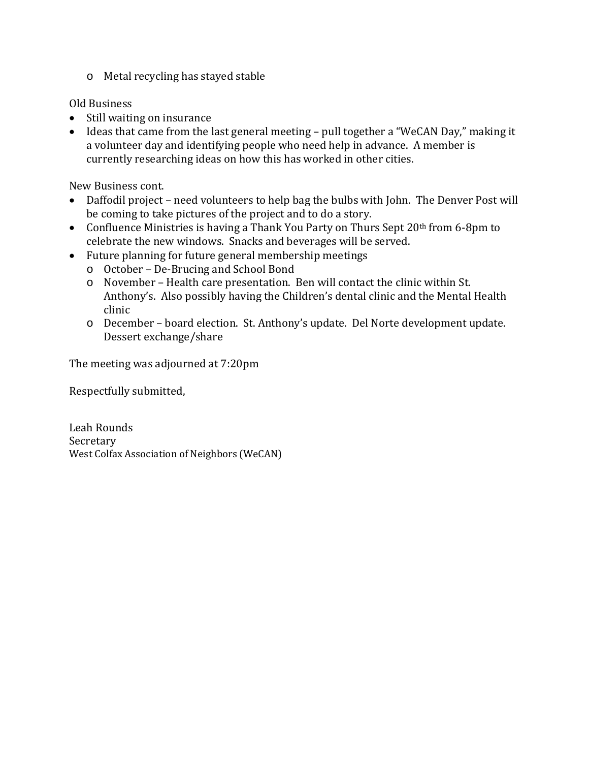- Metal recycling has stayed stable

Old Business

- Still waiting on insurance
- Ideas that came from the last general meeting – pull together a "WeCAN Day," making it a volunteer day and identifying people who need help in advance. A member is currently researching ideas on how this has worked in other cities.

New Business cont.

- Daffodil project – need volunteers to help bag the bulbs with John. The Denver Post will be coming to take pictures of the project and to do a story.
- Confluence Ministries is having a Thank You Party on Thurs Sept 20th from 6-8pm to celebrate the new windows. Snacks and beverages will be served.
- Future planning for future general membership meetings
  - October – De-Brucing and School Bond
  - November – Health care presentation. Ben will contact the clinic within St. Anthony's. Also possibly having the Children's dental clinic and the Mental Health clinic
  - December – board election. St. Anthony's update. Del Norte development update. Dessert exchange/share

The meeting was adjourned at 7:20pm

Respectfully submitted,

Leah Rounds
Secretary
West Colfax Association of Neighbors (WeCAN)